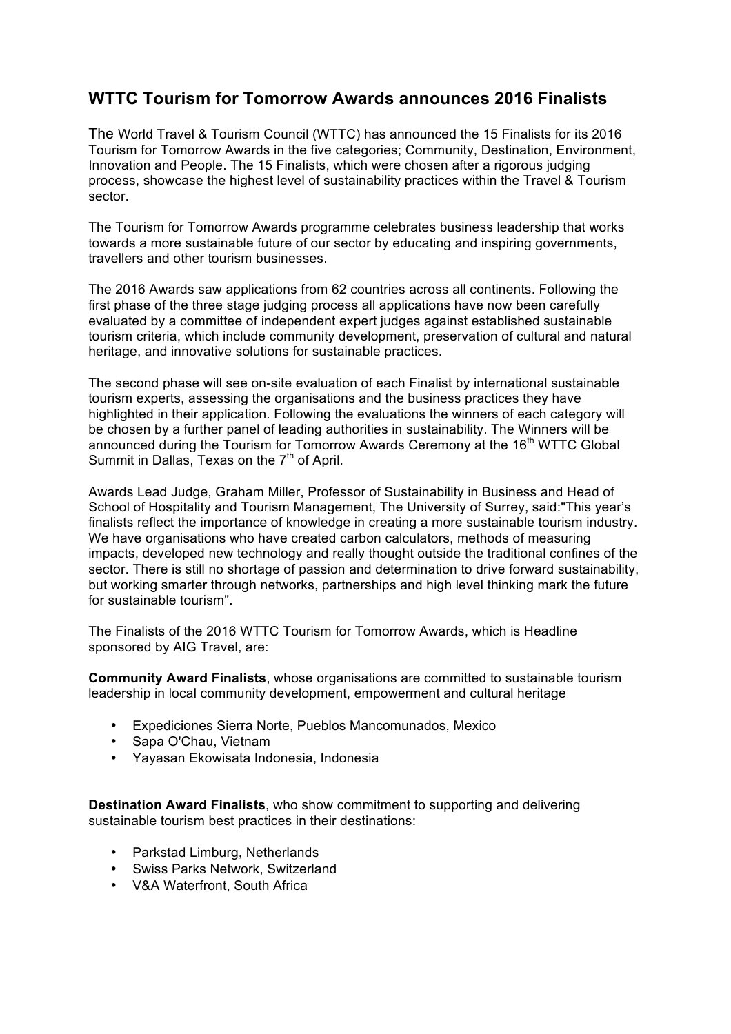# WTTC Tourism for Tomorrow Awards announces 2016 Finalists

The World Travel & Tourism Council (WTTC) has announced the 15 Finalists for its 2016 Tourism for Tomorrow Awards in the five categories; Community, Destination, Environment, Innovation and People. The 15 Finalists, which were chosen after a rigorous judging process, showcase the highest level of sustainability practices within the Travel & Tourism sector.

The Tourism for Tomorrow Awards programme celebrates business leadership that works towards a more sustainable future of our sector by educating and inspiring governments, travellers and other tourism businesses.

The 2016 Awards saw applications from 62 countries across all continents. Following the first phase of the three stage judging process all applications have now been carefully evaluated by a committee of independent expert judges against established sustainable tourism criteria, which include community development, preservation of cultural and natural heritage, and innovative solutions for sustainable practices.

The second phase will see on-site evaluation of each Finalist by international sustainable tourism experts, assessing the organisations and the business practices they have highlighted in their application. Following the evaluations the winners of each category will be chosen by a further panel of leading authorities in sustainability. The Winners will be announced during the Tourism for Tomorrow Awards Ceremony at the 16th WTTC Global Summit in Dallas, Texas on the 7th of April.

Awards Lead Judge, Graham Miller, Professor of Sustainability in Business and Head of School of Hospitality and Tourism Management, The University of Surrey, said:"This year's finalists reflect the importance of knowledge in creating a more sustainable tourism industry. We have organisations who have created carbon calculators, methods of measuring impacts, developed new technology and really thought outside the traditional confines of the sector. There is still no shortage of passion and determination to drive forward sustainability, but working smarter through networks, partnerships and high level thinking mark the future for sustainable tourism".

The Finalists of the 2016 WTTC Tourism for Tomorrow Awards, which is Headline sponsored by AIG Travel, are:

**Community Award Finalists**, whose organisations are committed to sustainable tourism leadership in local community development, empowerment and cultural heritage

- Expediciones Sierra Norte, Pueblos Mancomunados, Mexico
- Sapa O'Chau, Vietnam
- Yayasan Ekowisata Indonesia, Indonesia

**Destination Award Finalists**, who show commitment to supporting and delivering sustainable tourism best practices in their destinations:

- Parkstad Limburg, Netherlands
- Swiss Parks Network, Switzerland
- V&A Waterfront, South Africa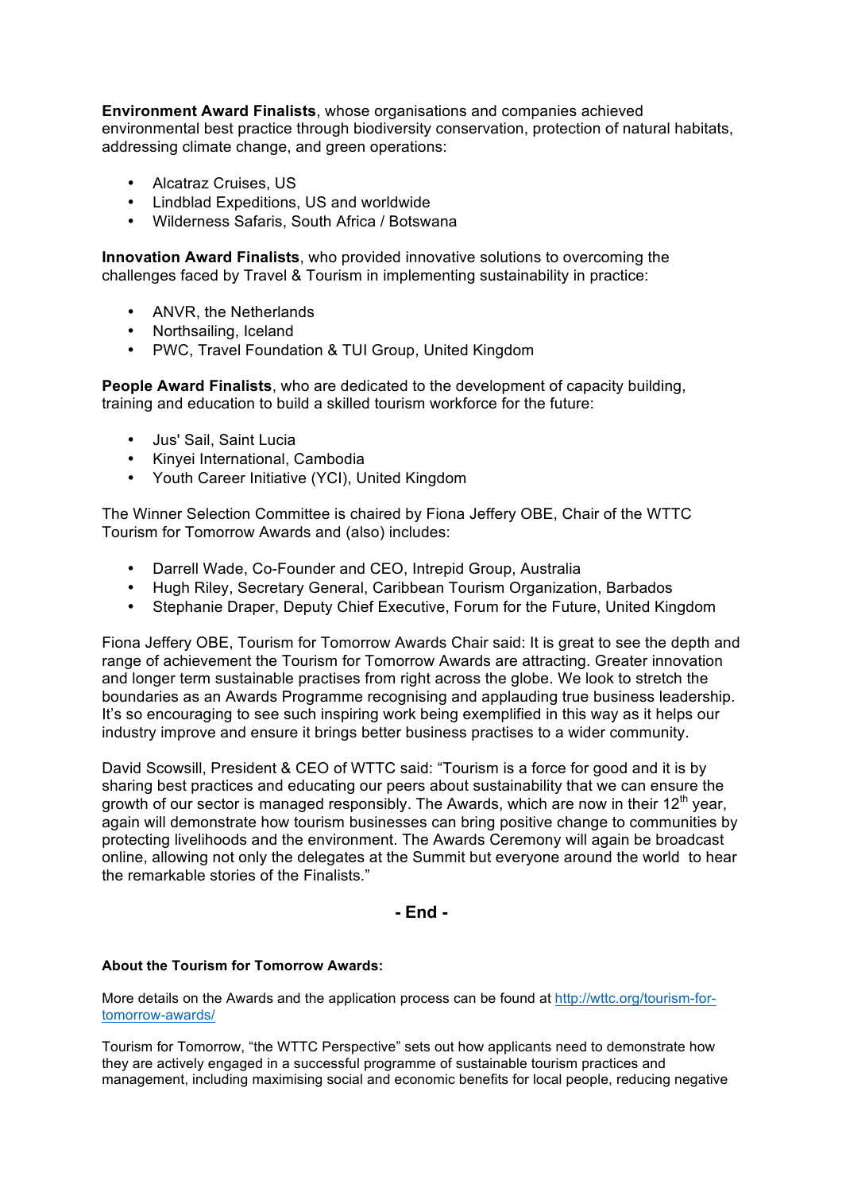**Environment Award Finalists**, whose organisations and companies achieved environmental best practice through biodiversity conservation, protection of natural habitats, addressing climate change, and green operations:

- Alcatraz Cruises, US
- Lindblad Expeditions, US and worldwide
- Wilderness Safaris, South Africa / Botswana

**Innovation Award Finalists**, who provided innovative solutions to overcoming the challenges faced by Travel & Tourism in implementing sustainability in practice:

- ANVR, the Netherlands
- Northsailing, Iceland
- PWC, Travel Foundation & TUI Group, United Kingdom

**People Award Finalists**, who are dedicated to the development of capacity building, training and education to build a skilled tourism workforce for the future:

- Jus' Sail, Saint Lucia
- Kinyei International, Cambodia
- Youth Career Initiative (YCI), United Kingdom

The Winner Selection Committee is chaired by Fiona Jeffery OBE, Chair of the WTTC Tourism for Tomorrow Awards and (also) includes:

- Darrell Wade, Co-Founder and CEO, Intrepid Group, Australia
- Hugh Riley, Secretary General, Caribbean Tourism Organization, Barbados
- Stephanie Draper, Deputy Chief Executive, Forum for the Future, United Kingdom

Fiona Jeffery OBE, Tourism for Tomorrow Awards Chair said: It is great to see the depth and range of achievement the Tourism for Tomorrow Awards are attracting. Greater innovation and longer term sustainable practises from right across the globe. We look to stretch the boundaries as an Awards Programme recognising and applauding true business leadership. It's so encouraging to see such inspiring work being exemplified in this way as it helps our industry improve and ensure it brings better business practises to a wider community.

David Scowsill, President & CEO of WTTC said: "Tourism is a force for good and it is by sharing best practices and educating our peers about sustainability that we can ensure the growth of our sector is managed responsibly. The Awards, which are now in their 12th year, again will demonstrate how tourism businesses can bring positive change to communities by protecting livelihoods and the environment. The Awards Ceremony will again be broadcast online, allowing not only the delegates at the Summit but everyone around the world to hear the remarkable stories of the Finalists."

**- End -**

**About the Tourism for Tomorrow Awards:**

More details on the Awards and the application process can be found at [http://wttc.org/tourism-for-tomorrow-awards/](http://wttc.org/tourism-for-tomorrow-awards/)

Tourism for Tomorrow, "the WTTC Perspective" sets out how applicants need to demonstrate how they are actively engaged in a successful programme of sustainable tourism practices and management, including maximising social and economic benefits for local people, reducing negative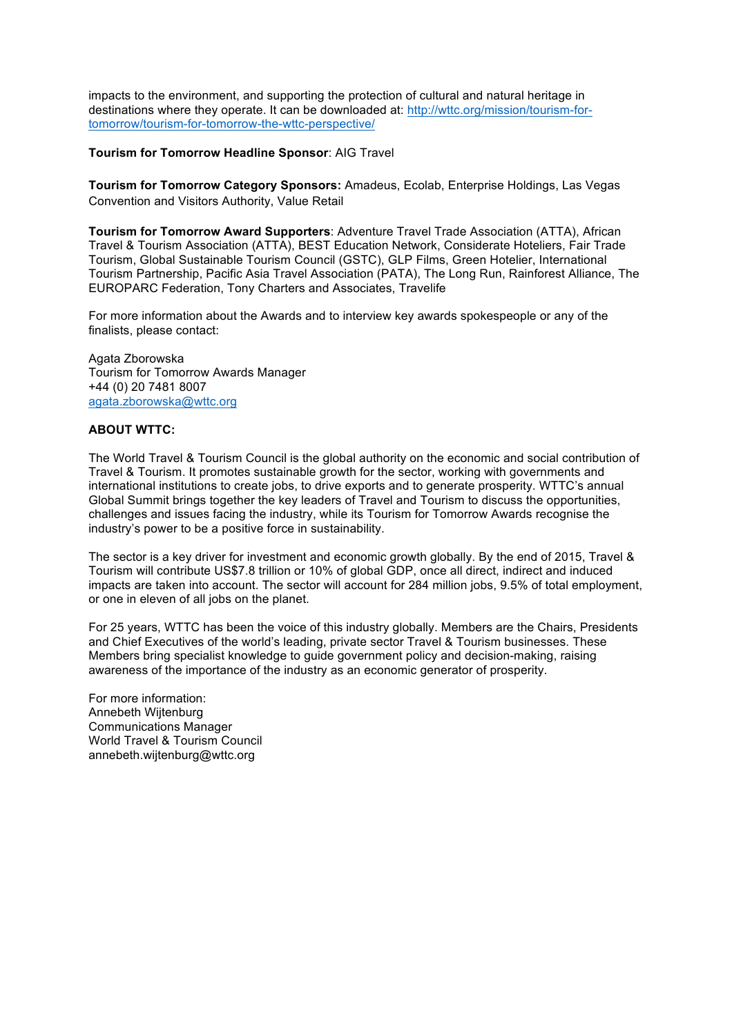impacts to the environment, and supporting the protection of cultural and natural heritage in destinations where they operate. It can be downloaded at: [http://wttc.org/mission/tourism-for-tomorrow/tourism-for-tomorrow-the-wttc-perspective/](http://wttc.org/mission/tourism-for-tomorrow/tourism-for-tomorrow-the-wttc-perspective/)

**Tourism for Tomorrow Headline Sponsor**: AIG Travel

**Tourism for Tomorrow Category Sponsors:** Amadeus, Ecolab, Enterprise Holdings, Las Vegas Convention and Visitors Authority, Value Retail

**Tourism for Tomorrow Award Supporters**: Adventure Travel Trade Association (ATTA), African Travel & Tourism Association (ATTA), BEST Education Network, Considerate Hoteliers, Fair Trade Tourism, Global Sustainable Tourism Council (GSTC), GLP Films, Green Hotelier, International Tourism Partnership, Pacific Asia Travel Association (PATA), The Long Run, Rainforest Alliance, The EUROPARC Federation, Tony Charters and Associates, Travelife

For more information about the Awards and to interview key awards spokespeople or any of the finalists, please contact:

Agata Zborowska  
Tourism for Tomorrow Awards Manager  
+44 (0) 20 7481 8007  
[agata.zborowska@wttc.org](mailto:agata.zborowska@wttc.org)

**ABOUT WTTC:**

The World Travel & Tourism Council is the global authority on the economic and social contribution of Travel & Tourism. It promotes sustainable growth for the sector, working with governments and international institutions to create jobs, to drive exports and to generate prosperity. WTTC's annual Global Summit brings together the key leaders of Travel and Tourism to discuss the opportunities, challenges and issues facing the industry, while its Tourism for Tomorrow Awards recognise the industry's power to be a positive force in sustainability.

The sector is a key driver for investment and economic growth globally. By the end of 2015, Travel & Tourism will contribute US$7.8 trillion or 10% of global GDP, once all direct, indirect and induced impacts are taken into account. The sector will account for 284 million jobs, 9.5% of total employment, or one in eleven of all jobs on the planet.

For 25 years, WTTC has been the voice of this industry globally. Members are the Chairs, Presidents and Chief Executives of the world's leading, private sector Travel & Tourism businesses. These Members bring specialist knowledge to guide government policy and decision-making, raising awareness of the importance of the industry as an economic generator of prosperity.

For more information:  
Annebeth Wijtenburg  
Communications Manager  
World Travel & Tourism Council  
annebeth.wijtenburg@wttc.org